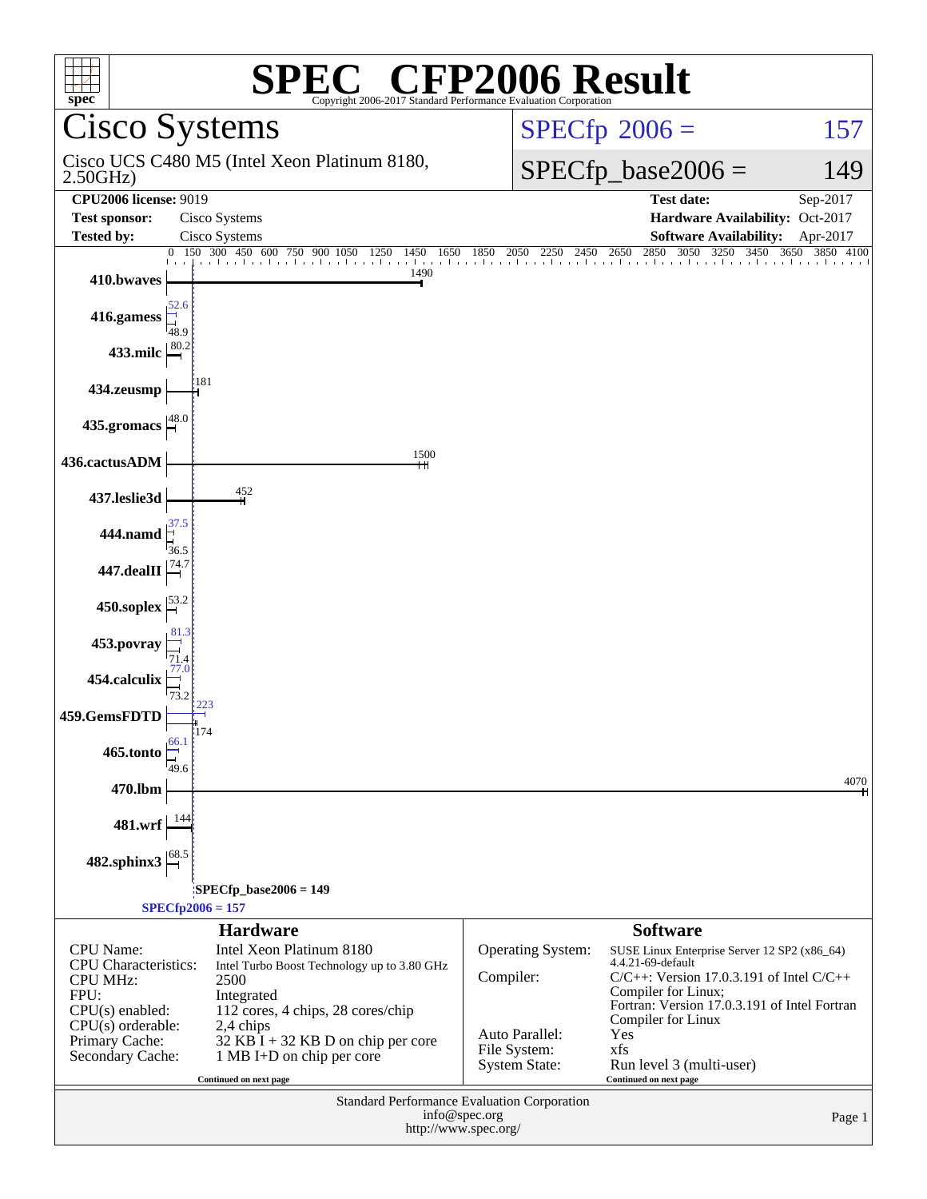# SPEC® CFP2006 Result

Copyright 2006-2017 Standard Performance Evaluation Corporation

## Cisco Systems

Cisco UCS C480 M5 (Intel Xeon Platinum 8180, 2.50GHz)

SPECfp 2006 = 157

SPECfp_base2006 = 149

| | | | |
|---|---|---|---|
| **CPU2006 license:** 9019 | | **Test date:** | Sep-2017 |
| **Test sponsor:** | Cisco Systems | **Hardware Availability:** | Oct-2017 |
| **Tested by:** | Cisco Systems | **Software Availability:** | Apr-2017 |

| Benchmark | Peak | Base |
|---|---|---|
| 410.bwaves | | 1490 |
| 416.gamess | 52.6 | 48.9 |
| 433.milc | | 80.2 |
| 434.zeusmp | | 181 |
| 435.gromacs | | 48.0 |
| 436.cactusADM | | 1500 |
| 437.leslie3d | | 452 |
| 444.namd | 37.5 | 36.5 |
| 447.dealII | | 74.7 |
| 450.soplex | | 53.2 |
| 453.povray | 81.3 | 71.4 |
| 454.calculix | 77.0 | 73.2 |
| 459.GemsFDTD | 223 | 174 |
| 465.tonto | 66.1 | 49.6 |
| 470.lbm | | 4070 |
| 481.wrf | | 144 |
| 482.sphinx3 | | 68.5 |

SPECfp_base2006 = 149

SPECfp2006 = 157

## Hardware

| | |
|---|---|
| CPU Name: | Intel Xeon Platinum 8180 |
| CPU Characteristics: | Intel Turbo Boost Technology up to 3.80 GHz |
| CPU MHz: | 2500 |
| FPU: | Integrated |
| CPU(s) enabled: | 112 cores, 4 chips, 28 cores/chip |
| CPU(s) orderable: | 2,4 chips |
| Primary Cache: | 32 KB I + 32 KB D on chip per core |
| Secondary Cache: | 1 MB I+D on chip per core |

Continued on next page

## Software

| | |
|---|---|
| Operating System: | SUSE Linux Enterprise Server 12 SP2 (x86_64) 4.4.21-69-default |
| Compiler: | C/C++: Version 17.0.3.191 of Intel C/C++ Compiler for Linux; Fortran: Version 17.0.3.191 of Intel Fortran Compiler for Linux |
| Auto Parallel: | Yes |
| File System: | xfs |
| System State: | Run level 3 (multi-user) |

Continued on next page

Standard Performance Evaluation Corporation
info@spec.org
http://www.spec.org/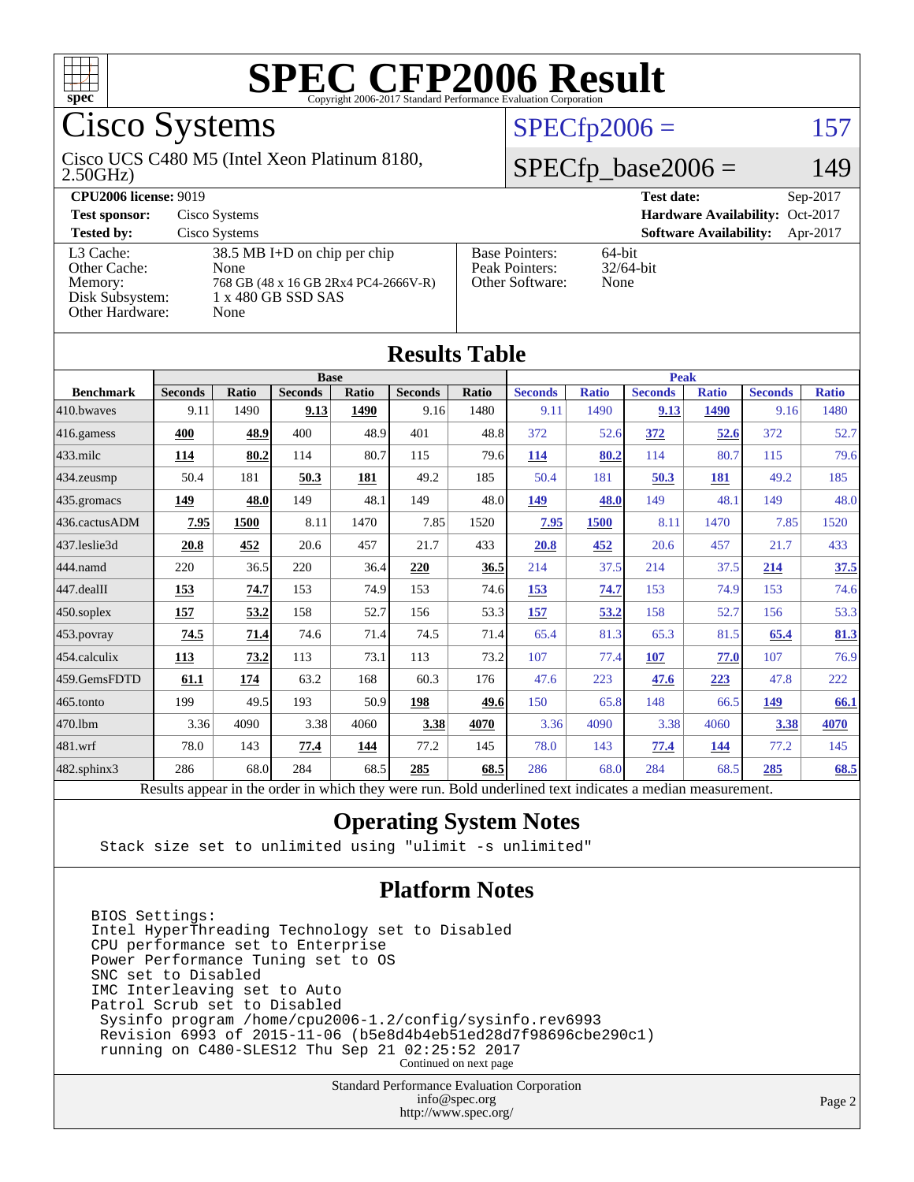# SPEC CFP2006 Result

Copyright 2006-2017 Standard Performance Evaluation Corporation

## Cisco Systems

Cisco UCS C480 M5 (Intel Xeon Platinum 8180, 2.50GHz)

SPECfp2006 = 157

SPECfp_base2006 = 149

| | | | |
|---|---|---|---|
| **CPU2006 license:** 9019 | | **Test date:** | Sep-2017 |
| **Test sponsor:** | Cisco Systems | **Hardware Availability:** | Oct-2017 |
| **Tested by:** | Cisco Systems | **Software Availability:** | Apr-2017 |

| | |
|---|---|
| L3 Cache: | 38.5 MB I+D on chip per chip |
| Other Cache: | None |
| Memory: | 768 GB (48 x 16 GB 2Rx4 PC4-2666V-R) |
| Disk Subsystem: | 1 x 480 GB SSD SAS |
| Other Hardware: | None |

| | |
|---|---|
| Base Pointers: | 64-bit |
| Peak Pointers: | 32/64-bit |
| Other Software: | None |

## Results Table

| Benchmark | Base | | | | | | Peak | | | | | |
|---|---|---|---|---|---|---|---|---|---|---|---|---|
| | Seconds | Ratio | Seconds | Ratio | Seconds | Ratio | Seconds | Ratio | Seconds | Ratio | Seconds | Ratio |
| 410.bwaves | 9.11 | 1490 | **9.13** | **1490** | 9.16 | 1480 | 9.11 | 1490 | **9.13** | **1490** | 9.16 | 1480 |
| 416.gamess | **400** | **48.9** | 400 | 48.9 | 401 | 48.8 | 372 | 52.6 | **372** | **52.6** | 372 | 52.7 |
| 433.milc | **114** | **80.2** | 114 | 80.7 | 115 | 79.6 | **114** | **80.2** | 114 | 80.7 | 115 | 79.6 |
| 434.zeusmp | 50.4 | 181 | **50.3** | **181** | 49.2 | 185 | 50.4 | 181 | **50.3** | **181** | 49.2 | 185 |
| 435.gromacs | **149** | **48.0** | 149 | 48.1 | 149 | 48.0 | **149** | **48.0** | 149 | 48.1 | 149 | 48.0 |
| 436.cactusADM | **7.95** | **1500** | 8.11 | 1470 | 7.85 | 1520 | **7.95** | **1500** | 8.11 | 1470 | 7.85 | 1520 |
| 437.leslie3d | **20.8** | **452** | 20.6 | 457 | 21.7 | 433 | **20.8** | **452** | 20.6 | 457 | 21.7 | 433 |
| 444.namd | 220 | 36.5 | 220 | 36.4 | **220** | **36.5** | 214 | 37.5 | 214 | 37.5 | **214** | **37.5** |
| 447.dealII | **153** | **74.7** | 153 | 74.9 | 153 | 74.6 | **153** | **74.7** | 153 | 74.9 | 153 | 74.6 |
| 450.soplex | **157** | **53.2** | 158 | 52.7 | 156 | 53.3 | **157** | **53.2** | 158 | 52.7 | 156 | 53.3 |
| 453.povray | **74.5** | **71.4** | 74.6 | 71.4 | 74.5 | 71.4 | 65.4 | 81.3 | 65.3 | 81.5 | **65.4** | **81.3** |
| 454.calculix | **113** | **73.2** | 113 | 73.1 | 113 | 73.2 | 107 | 77.4 | **107** | **77.0** | 107 | 76.9 |
| 459.GemsFDTD | **61.1** | **174** | 63.2 | 168 | 60.3 | 176 | 47.6 | 223 | **47.6** | **223** | 47.8 | 222 |
| 465.tonto | 199 | 49.5 | 193 | 50.9 | **198** | **49.6** | 150 | 65.8 | 148 | 66.5 | **149** | **66.1** |
| 470.lbm | 3.36 | 4090 | 3.38 | 4060 | **3.38** | **4070** | 3.36 | 4090 | 3.38 | 4060 | **3.38** | **4070** |
| 481.wrf | 78.0 | 143 | **77.4** | **144** | 77.2 | 145 | 78.0 | 143 | **77.4** | **144** | 77.2 | 145 |
| 482.sphinx3 | 286 | 68.0 | 284 | 68.5 | **285** | **68.5** | 286 | 68.0 | 284 | 68.5 | **285** | **68.5** |

Results appear in the order in which they were run. Bold underlined text indicates a median measurement.

## Operating System Notes

```
Stack size set to unlimited using "ulimit -s unlimited"
```

## Platform Notes

```
BIOS Settings:
Intel HyperThreading Technology set to Disabled
CPU performance set to Enterprise
Power Performance Tuning set to OS
SNC set to Disabled
IMC Interleaving set to Auto
Patrol Scrub set to Disabled
 Sysinfo program /home/cpu2006-1.2/config/sysinfo.rev6993
 Revision 6993 of 2015-11-06 (b5e8d4b4eb51ed28d7f98696cbe290c1)
 running on C480-SLES12 Thu Sep 21 02:25:52 2017
```

Continued on next page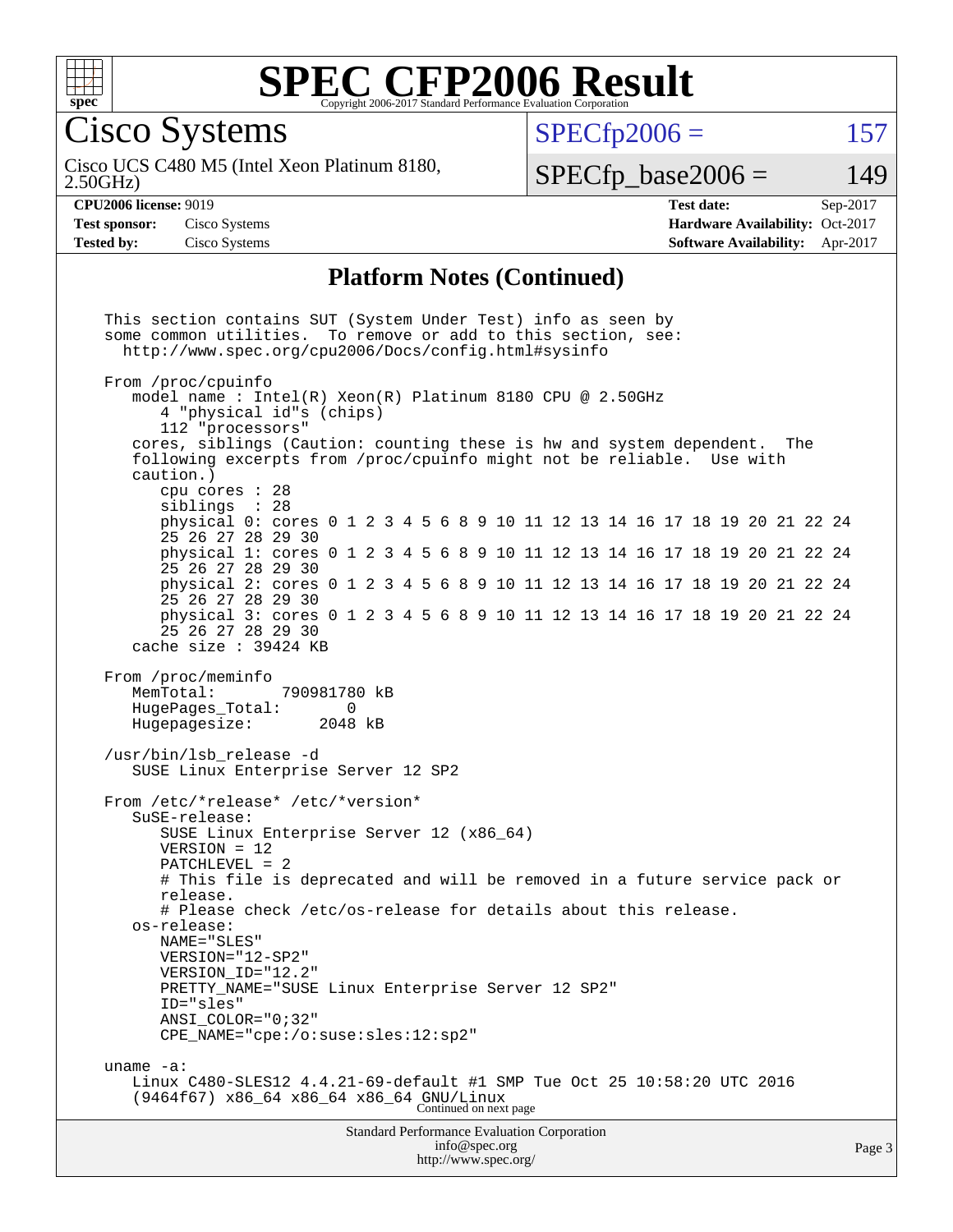# SPEC CFP2006 Result

Copyright 2006-2017 Standard Performance Evaluation Corporation

## Cisco Systems

Cisco UCS C480 M5 (Intel Xeon Platinum 8180, 2.50GHz)

SPECfp2006 = 157

SPECfp_base2006 = 149

| | | | |
|---|---|---|---|
| **CPU2006 license:** 9019 | | **Test date:** | Sep-2017 |
| **Test sponsor:** | Cisco Systems | **Hardware Availability:** | Oct-2017 |
| **Tested by:** | Cisco Systems | **Software Availability:** | Apr-2017 |

### Platform Notes (Continued)

```
This section contains SUT (System Under Test) info as seen by
some common utilities.  To remove or add to this section, see:
  http://www.spec.org/cpu2006/Docs/config.html#sysinfo

From /proc/cpuinfo
   model name : Intel(R) Xeon(R) Platinum 8180 CPU @ 2.50GHz
      4 "physical id"s (chips)
      112 "processors"
   cores, siblings (Caution: counting these is hw and system dependent.  The
   following excerpts from /proc/cpuinfo might not be reliable.  Use with
   caution.)
      cpu cores : 28
      siblings  : 28
      physical 0: cores 0 1 2 3 4 5 6 8 9 10 11 12 13 14 16 17 18 19 20 21 22 24
      25 26 27 28 29 30
      physical 1: cores 0 1 2 3 4 5 6 8 9 10 11 12 13 14 16 17 18 19 20 21 22 24
      25 26 27 28 29 30
      physical 2: cores 0 1 2 3 4 5 6 8 9 10 11 12 13 14 16 17 18 19 20 21 22 24
      25 26 27 28 29 30
      physical 3: cores 0 1 2 3 4 5 6 8 9 10 11 12 13 14 16 17 18 19 20 21 22 24
      25 26 27 28 29 30
   cache size : 39424 KB

From /proc/meminfo
   MemTotal:       790981780 kB
   HugePages_Total:       0
   Hugepagesize:       2048 kB

/usr/bin/lsb_release -d
   SUSE Linux Enterprise Server 12 SP2

From /etc/*release* /etc/*version*
   SuSE-release:
      SUSE Linux Enterprise Server 12 (x86_64)
      VERSION = 12
      PATCHLEVEL = 2
      # This file is deprecated and will be removed in a future service pack or
      release.
      # Please check /etc/os-release for details about this release.
   os-release:
      NAME="SLES"
      VERSION="12-SP2"
      VERSION_ID="12.2"
      PRETTY_NAME="SUSE Linux Enterprise Server 12 SP2"
      ID="sles"
      ANSI_COLOR="0;32"
      CPE_NAME="cpe:/o:suse:sles:12:sp2"

uname -a:
   Linux C480-SLES12 4.4.21-69-default #1 SMP Tue Oct 25 10:58:20 UTC 2016
   (9464f67) x86_64 x86_64 x86_64 GNU/Linux
```

Continued on next page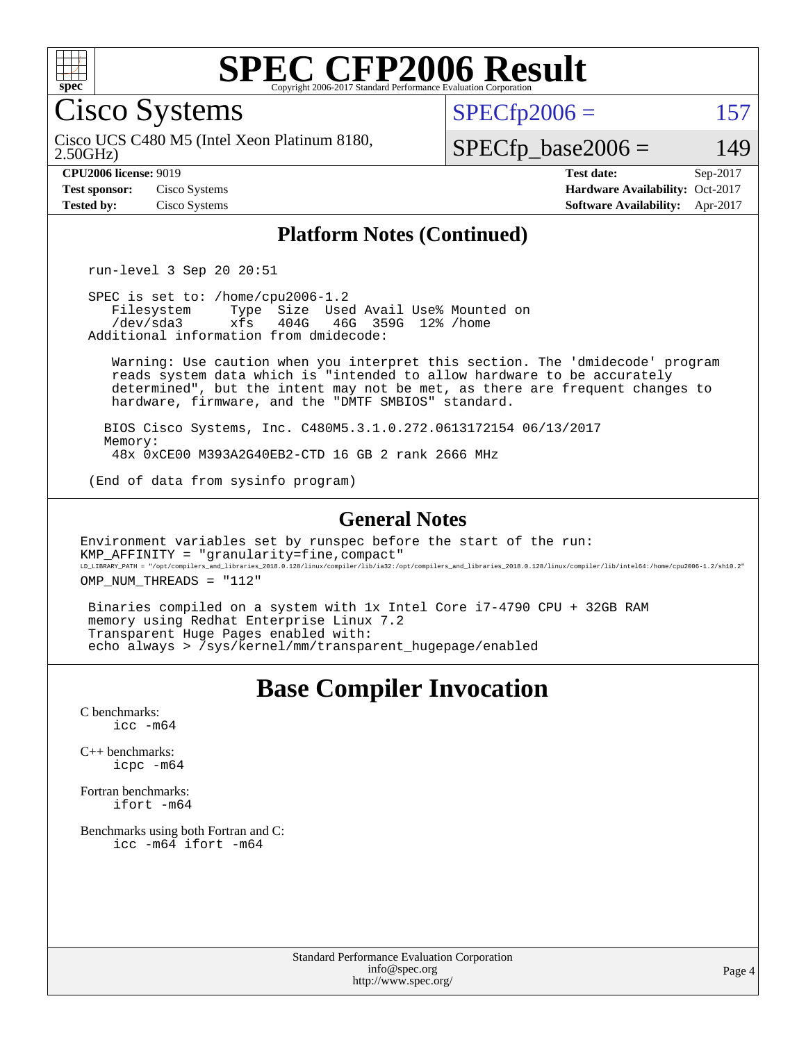# SPEC CFP2006 Result

Copyright 2006-2017 Standard Performance Evaluation Corporation

## Cisco Systems

Cisco UCS C480 M5 (Intel Xeon Platinum 8180, 2.50GHz)

SPECfp2006 = 157

SPECfp_base2006 = 149

**CPU2006 license:** 9019
**Test sponsor:** Cisco Systems
**Tested by:** Cisco Systems

**Test date:** Sep-2017
**Hardware Availability:** Oct-2017
**Software Availability:** Apr-2017

### Platform Notes (Continued)

```
run-level 3 Sep 20 20:51

SPEC is set to: /home/cpu2006-1.2
   Filesystem     Type  Size  Used Avail Use% Mounted on
   /dev/sda3      xfs   404G   46G  359G  12% /home
Additional information from dmidecode:

   Warning: Use caution when you interpret this section. The 'dmidecode' program
   reads system data which is "intended to allow hardware to be accurately
   determined", but the intent may not be met, as there are frequent changes to
   hardware, firmware, and the "DMTF SMBIOS" standard.

  BIOS Cisco Systems, Inc. C480M5.3.1.0.272.0613172154 06/13/2017
  Memory:
   48x 0xCE00 M393A2G40EB2-CTD 16 GB 2 rank 2666 MHz

(End of data from sysinfo program)
```

### General Notes

```
Environment variables set by runspec before the start of the run:
KMP_AFFINITY = "granularity=fine,compact"
LD_LIBRARY_PATH = "/opt/compilers_and_libraries_2018.0.128/linux/compiler/lib/ia32:/opt/compilers_and_libraries_2018.0.128/linux/compiler/lib/intel64:/home/cpu2006-1.2/sh10.2"
OMP_NUM_THREADS = "112"

 Binaries compiled on a system with 1x Intel Core i7-4790 CPU + 32GB RAM
 memory using Redhat Enterprise Linux 7.2
 Transparent Huge Pages enabled with:
 echo always > /sys/kernel/mm/transparent_hugepage/enabled
```

## Base Compiler Invocation

C benchmarks:
    icc -m64

C++ benchmarks:
    icpc -m64

Fortran benchmarks:
    ifort -m64

Benchmarks using both Fortran and C:
    icc -m64 ifort -m64

Standard Performance Evaluation Corporation
info@spec.org
http://www.spec.org/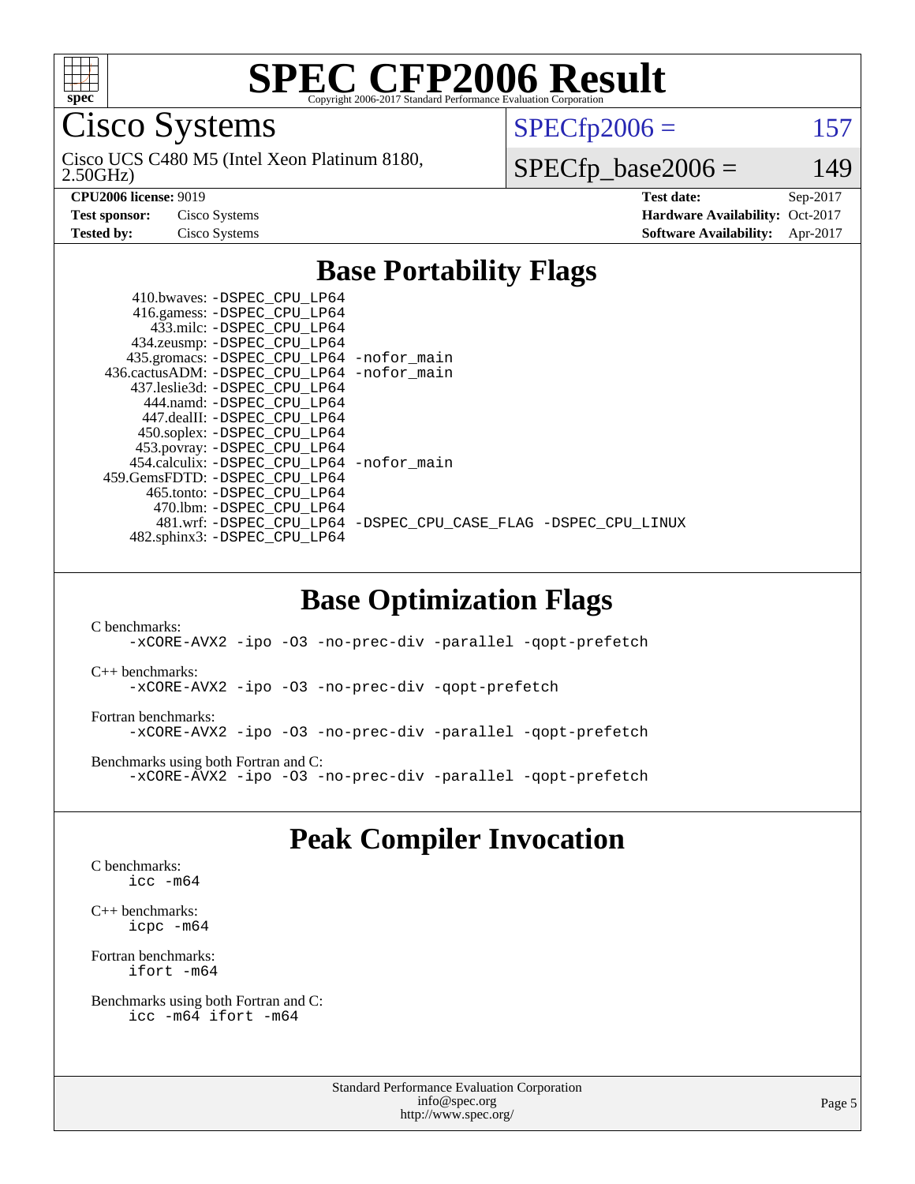# SPEC CFP2006 Result

Copyright 2006-2017 Standard Performance Evaluation Corporation

## Cisco Systems

Cisco UCS C480 M5 (Intel Xeon Platinum 8180, 2.50GHz)

SPECfp2006 = 157

SPECfp_base2006 = 149

| | | | |
|---|---|---|---|
| **CPU2006 license:** 9019 | | **Test date:** | Sep-2017 |
| **Test sponsor:** | Cisco Systems | **Hardware Availability:** | Oct-2017 |
| **Tested by:** | Cisco Systems | **Software Availability:** | Apr-2017 |

## Base Portability Flags

```
     410.bwaves: -DSPEC_CPU_LP64
     416.gamess: -DSPEC_CPU_LP64
       433.milc: -DSPEC_CPU_LP64
     434.zeusmp: -DSPEC_CPU_LP64
    435.gromacs: -DSPEC_CPU_LP64 -nofor_main
 436.cactusADM: -DSPEC_CPU_LP64 -nofor_main
   437.leslie3d: -DSPEC_CPU_LP64
       444.namd: -DSPEC_CPU_LP64
     447.dealII: -DSPEC_CPU_LP64
     450.soplex: -DSPEC_CPU_LP64
     453.povray: -DSPEC_CPU_LP64
   454.calculix: -DSPEC_CPU_LP64 -nofor_main
  459.GemsFDTD: -DSPEC_CPU_LP64
      465.tonto: -DSPEC_CPU_LP64
        470.lbm: -DSPEC_CPU_LP64
        481.wrf: -DSPEC_CPU_LP64 -DSPEC_CPU_CASE_FLAG -DSPEC_CPU_LINUX
    482.sphinx3: -DSPEC_CPU_LP64
```

## Base Optimization Flags

C benchmarks:

```
-xCORE-AVX2 -ipo -O3 -no-prec-div -parallel -qopt-prefetch
```

C++ benchmarks:

```
-xCORE-AVX2 -ipo -O3 -no-prec-div -qopt-prefetch
```

Fortran benchmarks:

```
-xCORE-AVX2 -ipo -O3 -no-prec-div -parallel -qopt-prefetch
```

Benchmarks using both Fortran and C:

```
-xCORE-AVX2 -ipo -O3 -no-prec-div -parallel -qopt-prefetch
```

## Peak Compiler Invocation

C benchmarks:

```
icc -m64
```

C++ benchmarks:

```
icpc -m64
```

Fortran benchmarks:

```
ifort -m64
```

Benchmarks using both Fortran and C:

```
icc -m64 ifort -m64
```

Standard Performance Evaluation Corporation
info@spec.org
http://www.spec.org/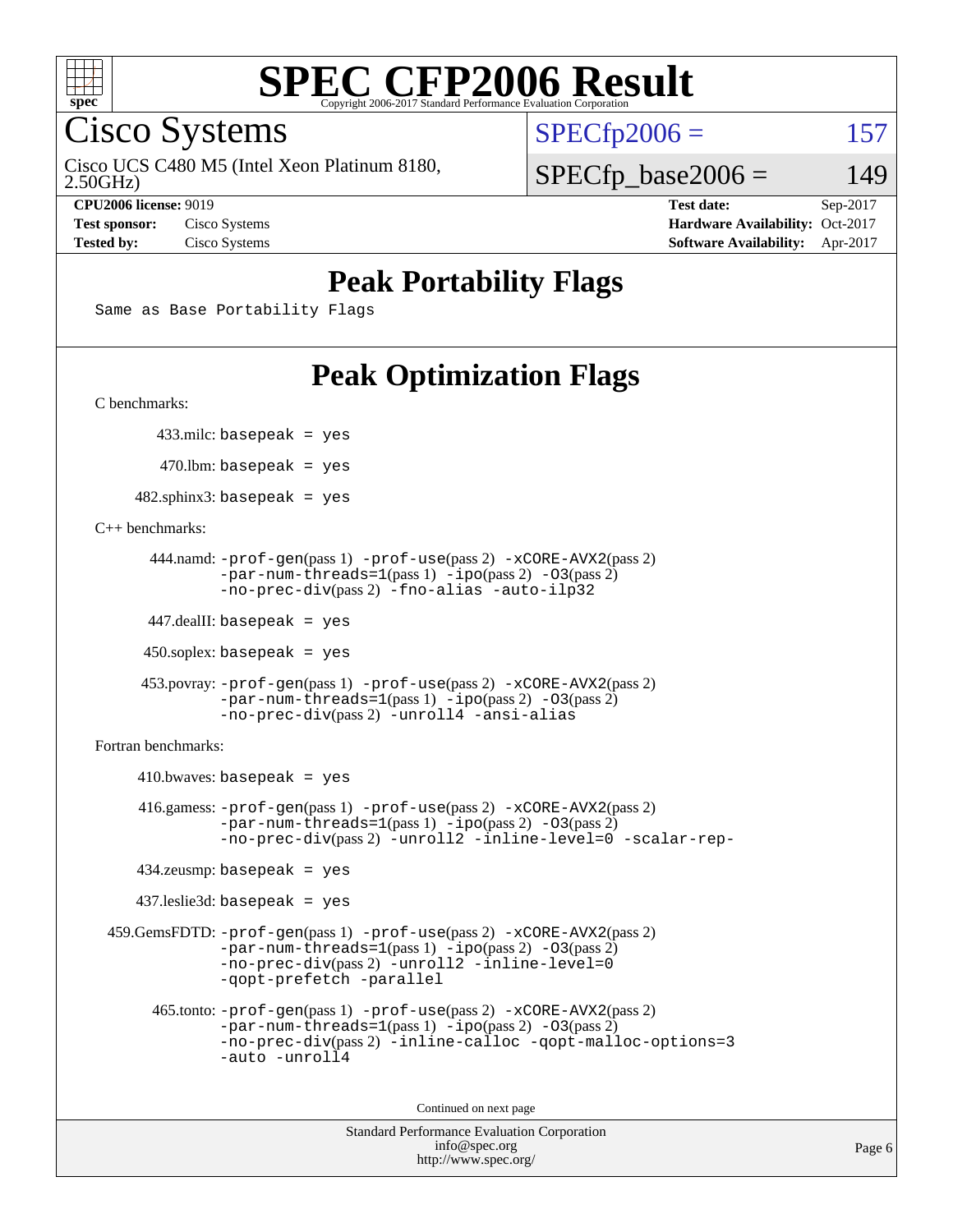# Peak Portability Flags

```
Same as Base Portability Flags
```

# Peak Optimization Flags

C benchmarks:

433.milc: `basepeak = yes`

470.lbm: `basepeak = yes`

482.sphinx3: `basepeak = yes`

C++ benchmarks:

444.namd: `-prof-gen`(pass 1) `-prof-use`(pass 2) `-xCORE-AVX2`(pass 2) `-par-num-threads=1`(pass 1) `-ipo`(pass 2) `-O3`(pass 2) `-no-prec-div`(pass 2) `-fno-alias -auto-ilp32`

447.dealII: `basepeak = yes`

450.soplex: `basepeak = yes`

453.povray: `-prof-gen`(pass 1) `-prof-use`(pass 2) `-xCORE-AVX2`(pass 2) `-par-num-threads=1`(pass 1) `-ipo`(pass 2) `-O3`(pass 2) `-no-prec-div`(pass 2) `-unroll4 -ansi-alias`

Fortran benchmarks:

410.bwaves: `basepeak = yes`

416.gamess: `-prof-gen`(pass 1) `-prof-use`(pass 2) `-xCORE-AVX2`(pass 2) `-par-num-threads=1`(pass 1) `-ipo`(pass 2) `-O3`(pass 2) `-no-prec-div`(pass 2) `-unroll2 -inline-level=0 -scalar-rep-`

434.zeusmp: `basepeak = yes`

437.leslie3d: `basepeak = yes`

459.GemsFDTD: `-prof-gen`(pass 1) `-prof-use`(pass 2) `-xCORE-AVX2`(pass 2) `-par-num-threads=1`(pass 1) `-ipo`(pass 2) `-O3`(pass 2) `-no-prec-div`(pass 2) `-unroll2 -inline-level=0 -qopt-prefetch -parallel`

465.tonto: `-prof-gen`(pass 1) `-prof-use`(pass 2) `-xCORE-AVX2`(pass 2) `-par-num-threads=1`(pass 1) `-ipo`(pass 2) `-O3`(pass 2) `-no-prec-div`(pass 2) `-inline-calloc -qopt-malloc-options=3 -auto -unroll4`

Continued on next page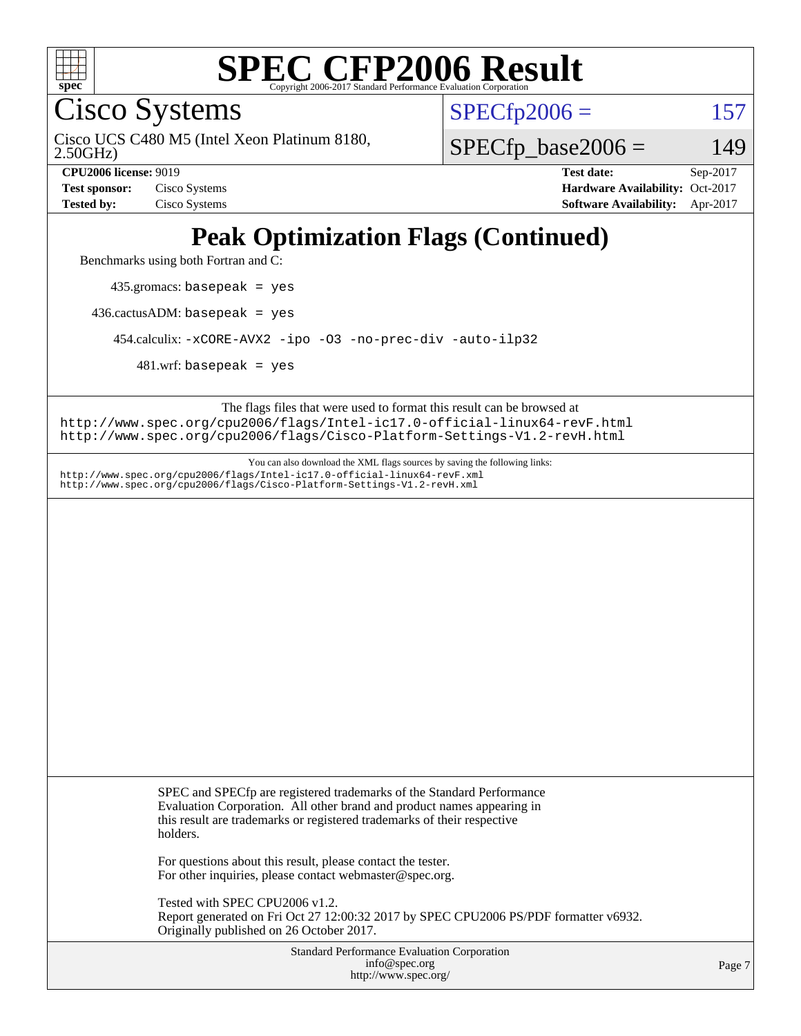# Peak Optimization Flags (Continued)

Benchmarks using both Fortran and C:

435.gromacs: `basepeak = yes`

436.cactusADM: `basepeak = yes`

454.calculix: `-xCORE-AVX2 -ipo -O3 -no-prec-div -auto-ilp32`

481.wrf: `basepeak = yes`

The flags files that were used to format this result can be browsed at
http://www.spec.org/cpu2006/flags/Intel-ic17.0-official-linux64-revF.html
http://www.spec.org/cpu2006/flags/Cisco-Platform-Settings-V1.2-revH.html

You can also download the XML flags sources by saving the following links:
http://www.spec.org/cpu2006/flags/Intel-ic17.0-official-linux64-revF.xml
http://www.spec.org/cpu2006/flags/Cisco-Platform-Settings-V1.2-revH.xml

SPEC and SPECfp are registered trademarks of the Standard Performance Evaluation Corporation. All other brand and product names appearing in this result are trademarks or registered trademarks of their respective holders.

For questions about this result, please contact the tester.
For other inquiries, please contact webmaster@spec.org.

Tested with SPEC CPU2006 v1.2.
Report generated on Fri Oct 27 12:00:32 2017 by SPEC CPU2006 PS/PDF formatter v6932.
Originally published on 26 October 2017.